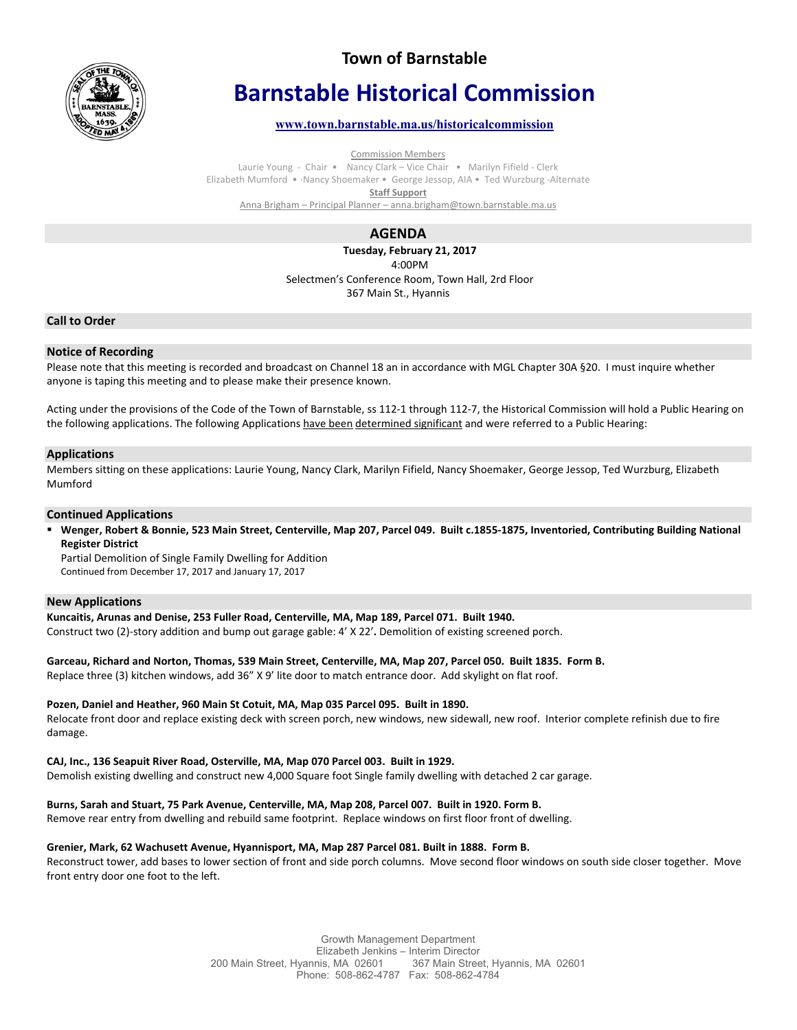# Town of Barnstable

# Barnstable Historical Commission

**www.town.barnstable.ma.us/historicalcommission**

Commission Members

Laurie Young - Chair • Nancy Clark – Vice Chair • Marilyn Fifield - Clerk
Elizabeth Mumford • ·Nancy Shoemaker • George Jessop, AIA • Ted Wurzburg -Alternate

**Staff Support**

Anna Brigham – Principal Planner – anna.brigham@town.barnstable.ma.us

## AGENDA

**Tuesday, February 21, 2017**
4:00PM
Selectmen's Conference Room, Town Hall, 2rd Floor
367 Main St., Hyannis

### Call to Order

### Notice of Recording

Please note that this meeting is recorded and broadcast on Channel 18 an in accordance with MGL Chapter 30A §20. I must inquire whether anyone is taping this meeting and to please make their presence known.

Acting under the provisions of the Code of the Town of Barnstable, ss 112-1 through 112-7, the Historical Commission will hold a Public Hearing on the following applications. The following Applications have been determined significant and were referred to a Public Hearing:

### Applications

Members sitting on these applications: Laurie Young, Nancy Clark, Marilyn Fifield, Nancy Shoemaker, George Jessop, Ted Wurzburg, Elizabeth Mumford

### Continued Applications

- **Wenger, Robert & Bonnie, 523 Main Street, Centerville, Map 207, Parcel 049. Built c.1855-1875, Inventoried, Contributing Building National Register District**
  Partial Demolition of Single Family Dwelling for Addition
  Continued from December 17, 2017 and January 17, 2017

### New Applications

**Kuncaitis, Arunas and Denise, 253 Fuller Road, Centerville, MA, Map 189, Parcel 071. Built 1940.**
Construct two (2)-story addition and bump out garage gable: 4' X 22'**.** Demolition of existing screened porch.

**Garceau, Richard and Norton, Thomas, 539 Main Street, Centerville, MA, Map 207, Parcel 050. Built 1835. Form B.**
Replace three (3) kitchen windows, add 36" X 9' lite door to match entrance door. Add skylight on flat roof.

**Pozen, Daniel and Heather, 960 Main St Cotuit, MA, Map 035 Parcel 095. Built in 1890.**
Relocate front door and replace existing deck with screen porch, new windows, new sidewall, new roof. Interior complete refinish due to fire damage.

**CAJ, Inc., 136 Seapuit River Road, Osterville, MA, Map 070 Parcel 003. Built in 1929.**
Demolish existing dwelling and construct new 4,000 Square foot Single family dwelling with detached 2 car garage.

**Burns, Sarah and Stuart, 75 Park Avenue, Centerville, MA, Map 208, Parcel 007. Built in 1920. Form B.**
Remove rear entry from dwelling and rebuild same footprint. Replace windows on first floor front of dwelling.

**Grenier, Mark, 62 Wachusett Avenue, Hyannisport, MA, Map 287 Parcel 081. Built in 1888. Form B.**
Reconstruct tower, add bases to lower section of front and side porch columns. Move second floor windows on south side closer together. Move front entry door one foot to the left.

Growth Management Department
Elizabeth Jenkins – Interim Director
200 Main Street, Hyannis, MA 02601 367 Main Street, Hyannis, MA 02601
Phone: 508-862-4787 Fax: 508-862-4784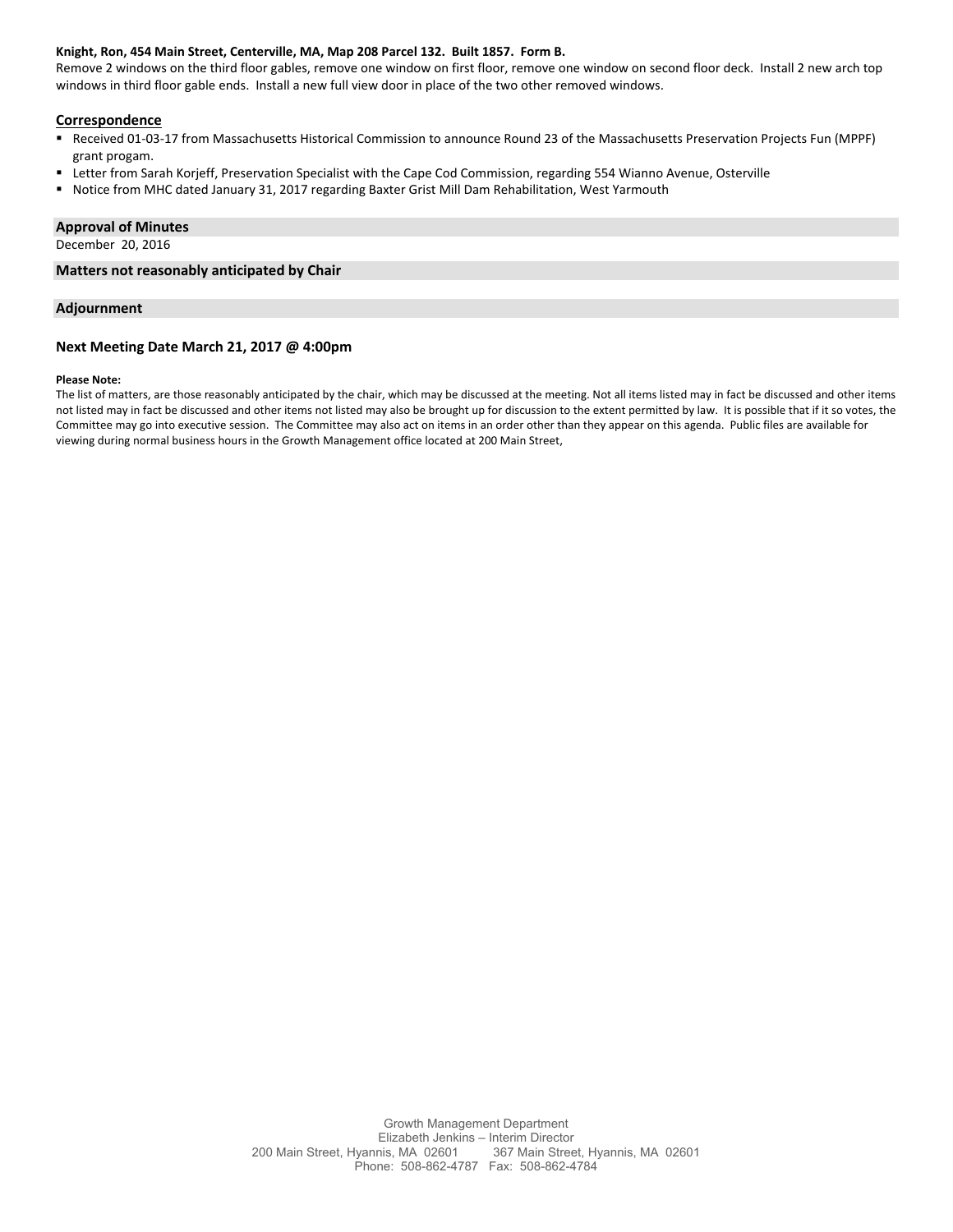**Knight, Ron, 454 Main Street, Centerville, MA, Map 208 Parcel 132. Built 1857. Form B.**

Remove 2 windows on the third floor gables, remove one window on first floor, remove one window on second floor deck. Install 2 new arch top windows in third floor gable ends. Install a new full view door in place of the two other removed windows.

## Correspondence

- Received 01-03-17 from Massachusetts Historical Commission to announce Round 23 of the Massachusetts Preservation Projects Fun (MPPF) grant progam.
- Letter from Sarah Korjeff, Preservation Specialist with the Cape Cod Commission, regarding 554 Wianno Avenue, Osterville
- Notice from MHC dated January 31, 2017 regarding Baxter Grist Mill Dam Rehabilitation, West Yarmouth

## Approval of Minutes

December 20, 2016

## Matters not reasonably anticipated by Chair

## Adjournment

## Next Meeting Date March 21, 2017 @ 4:00pm

**Please Note:**

The list of matters, are those reasonably anticipated by the chair, which may be discussed at the meeting. Not all items listed may in fact be discussed and other items not listed may in fact be discussed and other items not listed may also be brought up for discussion to the extent permitted by law. It is possible that if it so votes, the Committee may go into executive session. The Committee may also act on items in an order other than they appear on this agenda. Public files are available for viewing during normal business hours in the Growth Management office located at 200 Main Street,

Growth Management Department
Elizabeth Jenkins – Interim Director
200 Main Street, Hyannis, MA 02601 367 Main Street, Hyannis, MA 02601
Phone: 508-862-4787 Fax: 508-862-4784